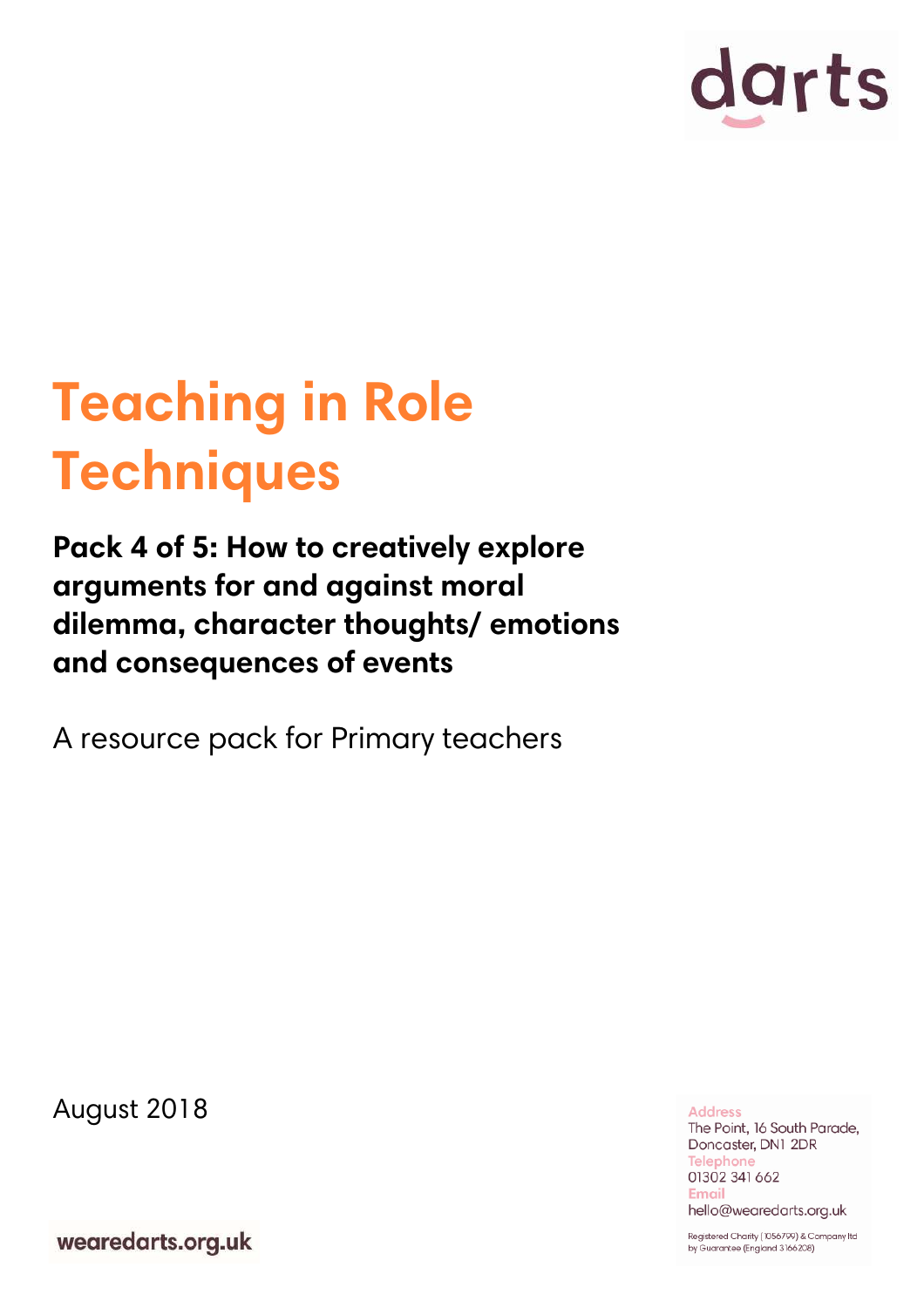darts

# Teaching in Role Techniques

## Pack 4 of 5: How to creatively explore arguments for and against moral dilemma, character thoughts/ emotions and consequences of events

A resource pack for Primary teachers

August 2018

Address
The Point, 16 South Parade, Doncaster, DN1 2DR
Telephone
01302 341 662
Email
hello@wearedarts.org.uk

Registered Charity (1056799) & Company ltd by Guarantee (England 3166208)

wearedarts.org.uk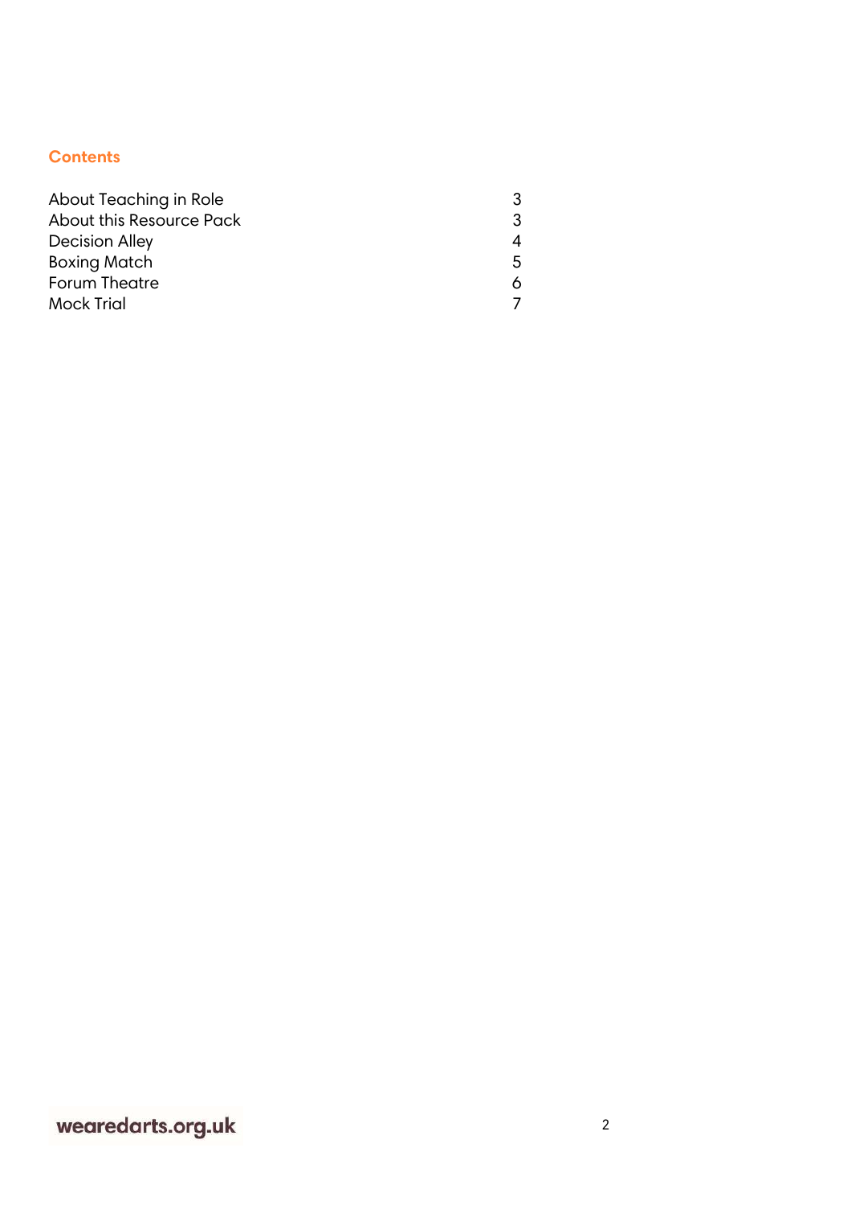## Contents

| | |
|---|---|
| About Teaching in Role | 3 |
| About this Resource Pack | 3 |
| Decision Alley | 4 |
| Boxing Match | 5 |
| Forum Theatre | 6 |
| Mock Trial | 7 |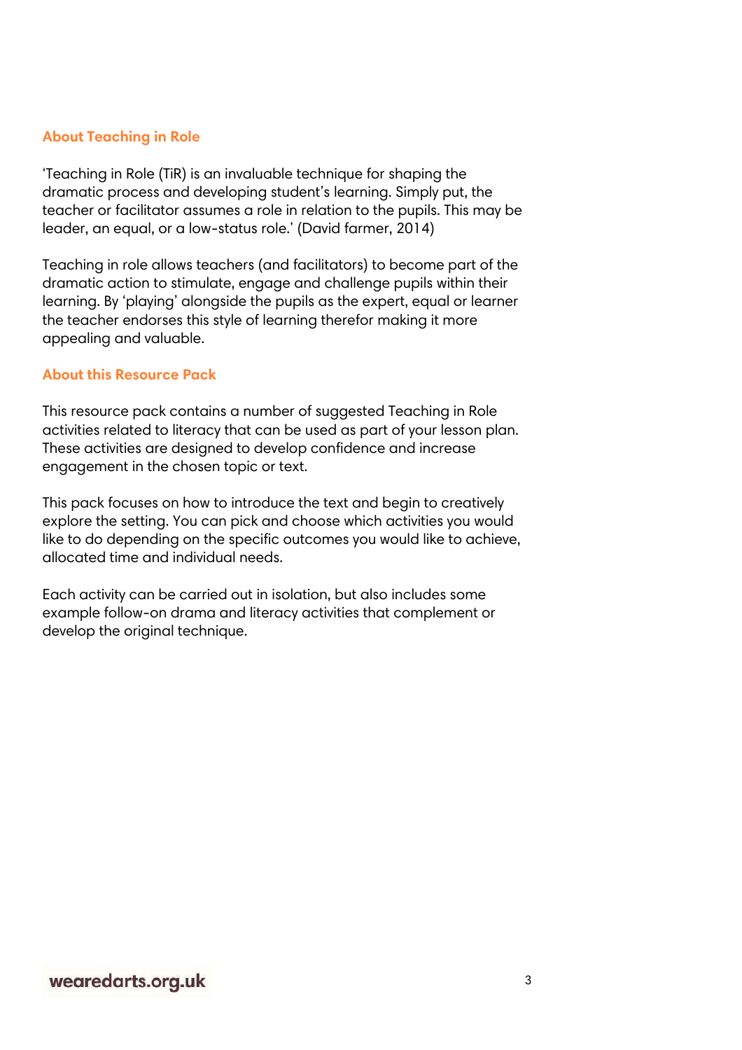## About Teaching in Role

'Teaching in Role (TiR) is an invaluable technique for shaping the dramatic process and developing student's learning. Simply put, the teacher or facilitator assumes a role in relation to the pupils. This may be leader, an equal, or a low-status role.' (David farmer, 2014)

Teaching in role allows teachers (and facilitators) to become part of the dramatic action to stimulate, engage and challenge pupils within their learning. By 'playing' alongside the pupils as the expert, equal or learner the teacher endorses this style of learning therefor making it more appealing and valuable.

## About this Resource Pack

This resource pack contains a number of suggested Teaching in Role activities related to literacy that can be used as part of your lesson plan. These activities are designed to develop confidence and increase engagement in the chosen topic or text.

This pack focuses on how to introduce the text and begin to creatively explore the setting. You can pick and choose which activities you would like to do depending on the specific outcomes you would like to achieve, allocated time and individual needs.

Each activity can be carried out in isolation, but also includes some example follow-on drama and literacy activities that complement or develop the original technique.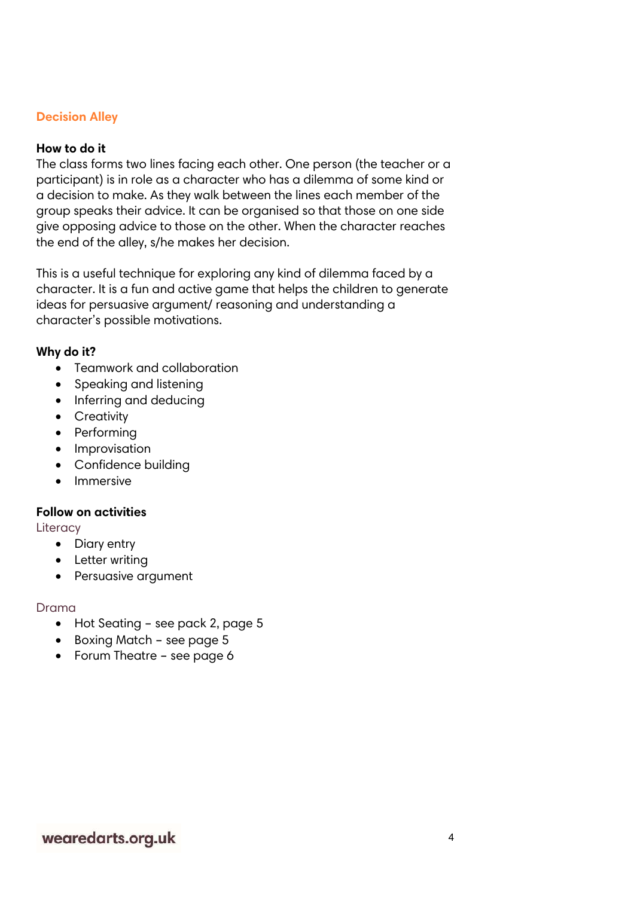## Decision Alley

### How to do it

The class forms two lines facing each other. One person (the teacher or a participant) is in role as a character who has a dilemma of some kind or a decision to make. As they walk between the lines each member of the group speaks their advice. It can be organised so that those on one side give opposing advice to those on the other. When the character reaches the end of the alley, s/he makes her decision.

This is a useful technique for exploring any kind of dilemma faced by a character. It is a fun and active game that helps the children to generate ideas for persuasive argument/ reasoning and understanding a character's possible motivations.

### Why do it?

- Teamwork and collaboration
- Speaking and listening
- Inferring and deducing
- Creativity
- Performing
- Improvisation
- Confidence building
- Immersive

### Follow on activities

Literacy

- Diary entry
- Letter writing
- Persuasive argument

Drama

- Hot Seating – see pack 2, page 5
- Boxing Match – see page 5
- Forum Theatre – see page 6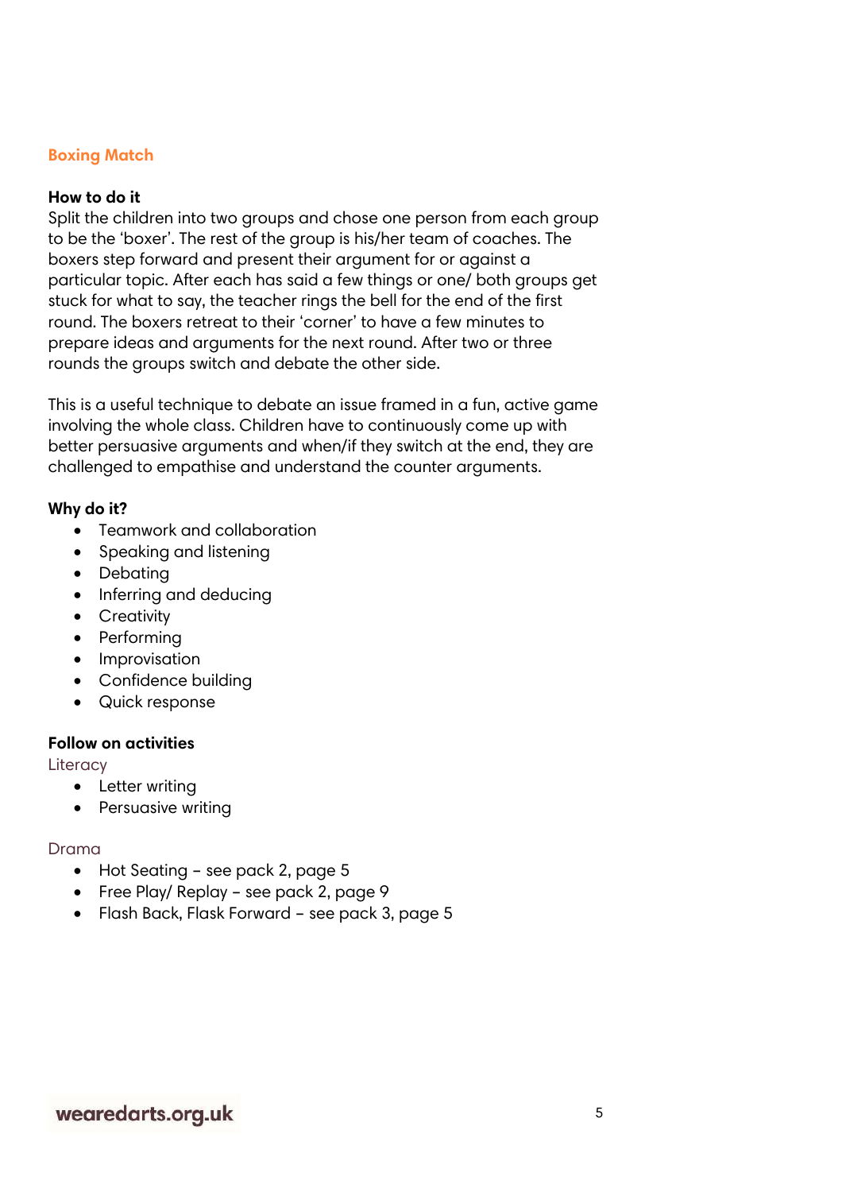## Boxing Match

### How to do it

Split the children into two groups and chose one person from each group to be the 'boxer'. The rest of the group is his/her team of coaches. The boxers step forward and present their argument for or against a particular topic. After each has said a few things or one/ both groups get stuck for what to say, the teacher rings the bell for the end of the first round. The boxers retreat to their 'corner' to have a few minutes to prepare ideas and arguments for the next round. After two or three rounds the groups switch and debate the other side.

This is a useful technique to debate an issue framed in a fun, active game involving the whole class. Children have to continuously come up with better persuasive arguments and when/if they switch at the end, they are challenged to empathise and understand the counter arguments.

### Why do it?

- Teamwork and collaboration
- Speaking and listening
- Debating
- Inferring and deducing
- Creativity
- Performing
- Improvisation
- Confidence building
- Quick response

### Follow on activities

Literacy

- Letter writing
- Persuasive writing

Drama

- Hot Seating – see pack 2, page 5
- Free Play/ Replay – see pack 2, page 9
- Flash Back, Flask Forward – see pack 3, page 5

wearedarts.org.uk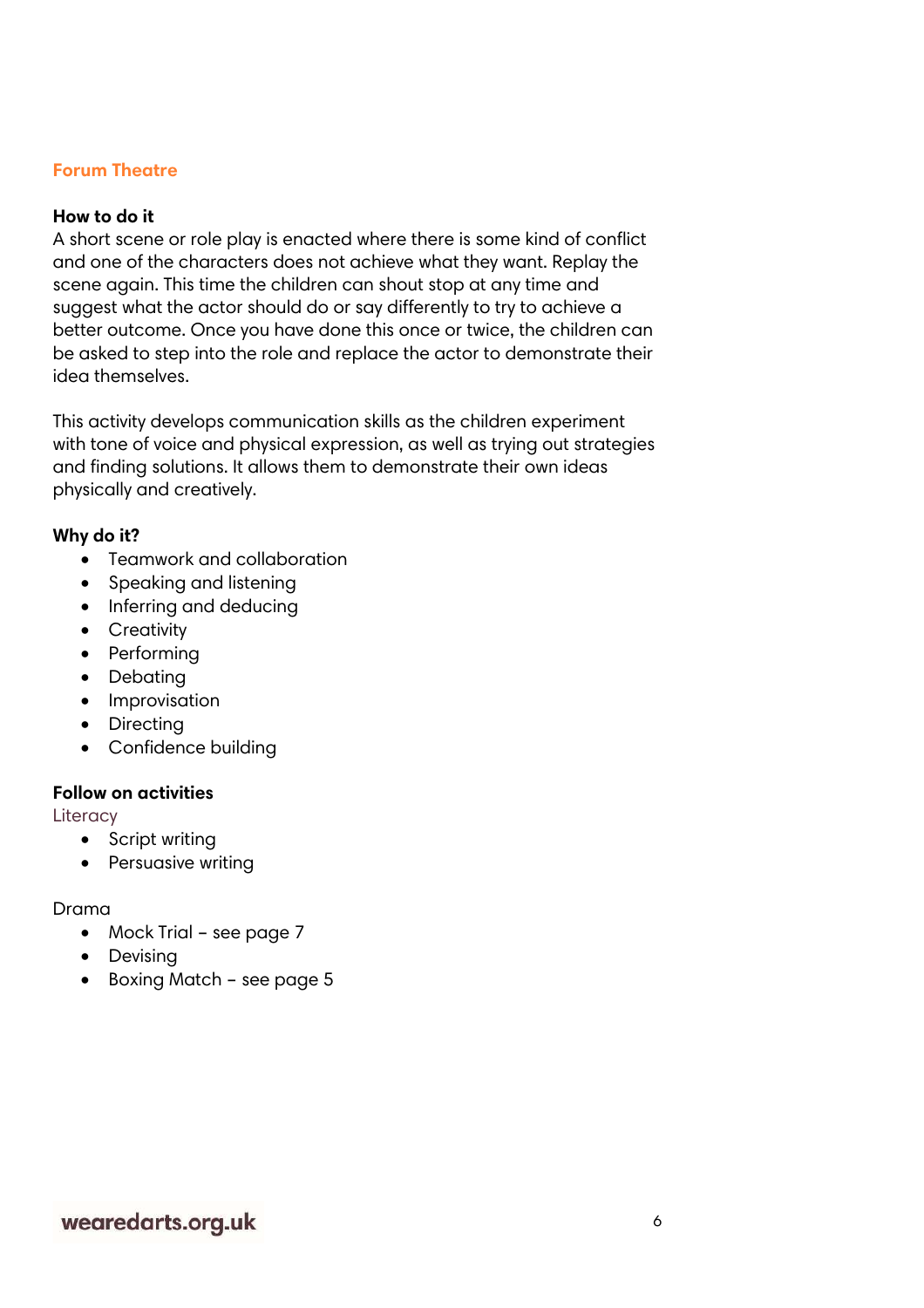## Forum Theatre

### How to do it

A short scene or role play is enacted where there is some kind of conflict and one of the characters does not achieve what they want. Replay the scene again. This time the children can shout stop at any time and suggest what the actor should do or say differently to try to achieve a better outcome. Once you have done this once or twice, the children can be asked to step into the role and replace the actor to demonstrate their idea themselves.

This activity develops communication skills as the children experiment with tone of voice and physical expression, as well as trying out strategies and finding solutions. It allows them to demonstrate their own ideas physically and creatively.

### Why do it?

- Teamwork and collaboration
- Speaking and listening
- Inferring and deducing
- Creativity
- Performing
- Debating
- Improvisation
- Directing
- Confidence building

### Follow on activities

Literacy

- Script writing
- Persuasive writing

Drama

- Mock Trial – see page 7
- Devising
- Boxing Match – see page 5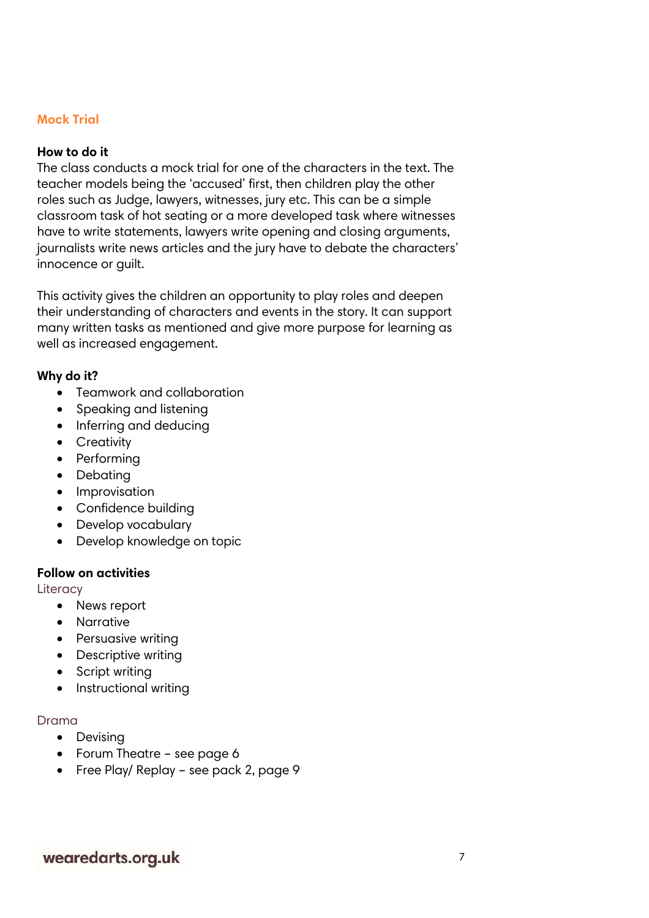## Mock Trial

**How to do it**

The class conducts a mock trial for one of the characters in the text. The teacher models being the 'accused' first, then children play the other roles such as Judge, lawyers, witnesses, jury etc. This can be a simple classroom task of hot seating or a more developed task where witnesses have to write statements, lawyers write opening and closing arguments, journalists write news articles and the jury have to debate the characters' innocence or guilt.

This activity gives the children an opportunity to play roles and deepen their understanding of characters and events in the story. It can support many written tasks as mentioned and give more purpose for learning as well as increased engagement.

**Why do it?**

- Teamwork and collaboration
- Speaking and listening
- Inferring and deducing
- Creativity
- Performing
- Debating
- Improvisation
- Confidence building
- Develop vocabulary
- Develop knowledge on topic

**Follow on activities**

Literacy

- News report
- Narrative
- Persuasive writing
- Descriptive writing
- Script writing
- Instructional writing

Drama

- Devising
- Forum Theatre – see page 6
- Free Play/ Replay – see pack 2, page 9

wearedarts.org.uk